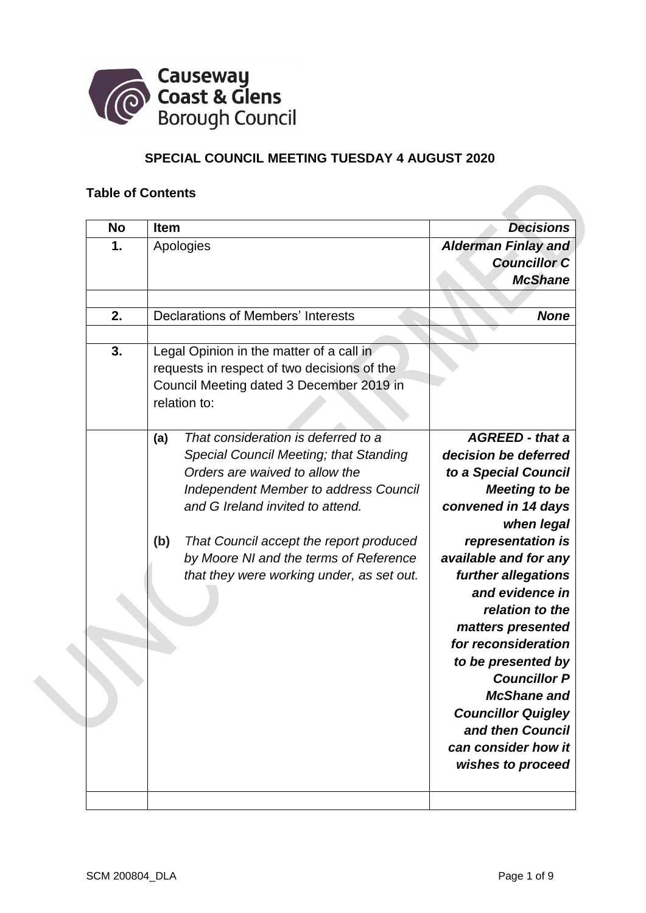Causeway Coast & Glens Borough Council

## SPECIAL COUNCIL MEETING TUESDAY 4 AUGUST 2020

### Table of Contents

| No | Item | *Decisions* |
|---|---|---|
| **1.** | Apologies | ***Alderman Finlay and Councillor C McShane*** |
| | | |
| **2.** | Declarations of Members' Interests | ***None*** |
| | | |
| **3.** | Legal Opinion in the matter of a call in requests in respect of two decisions of the Council Meeting dated 3 December 2019 in relation to: | |
| | **(a)** *That consideration is deferred to a Special Council Meeting; that Standing Orders are waived to allow the Independent Member to address Council and G Ireland invited to attend.*<br><br>**(b)** *That Council accept the report produced by Moore NI and the terms of Reference that they were working under, as set out.* | ***AGREED - that a decision be deferred to a Special Council Meeting to be convened in 14 days when legal representation is available and for any further allegations and evidence in relation to the matters presented for reconsideration to be presented by Councillor P McShane and Councillor Quigley and then Council can consider how it wishes to proceed*** |
| | | |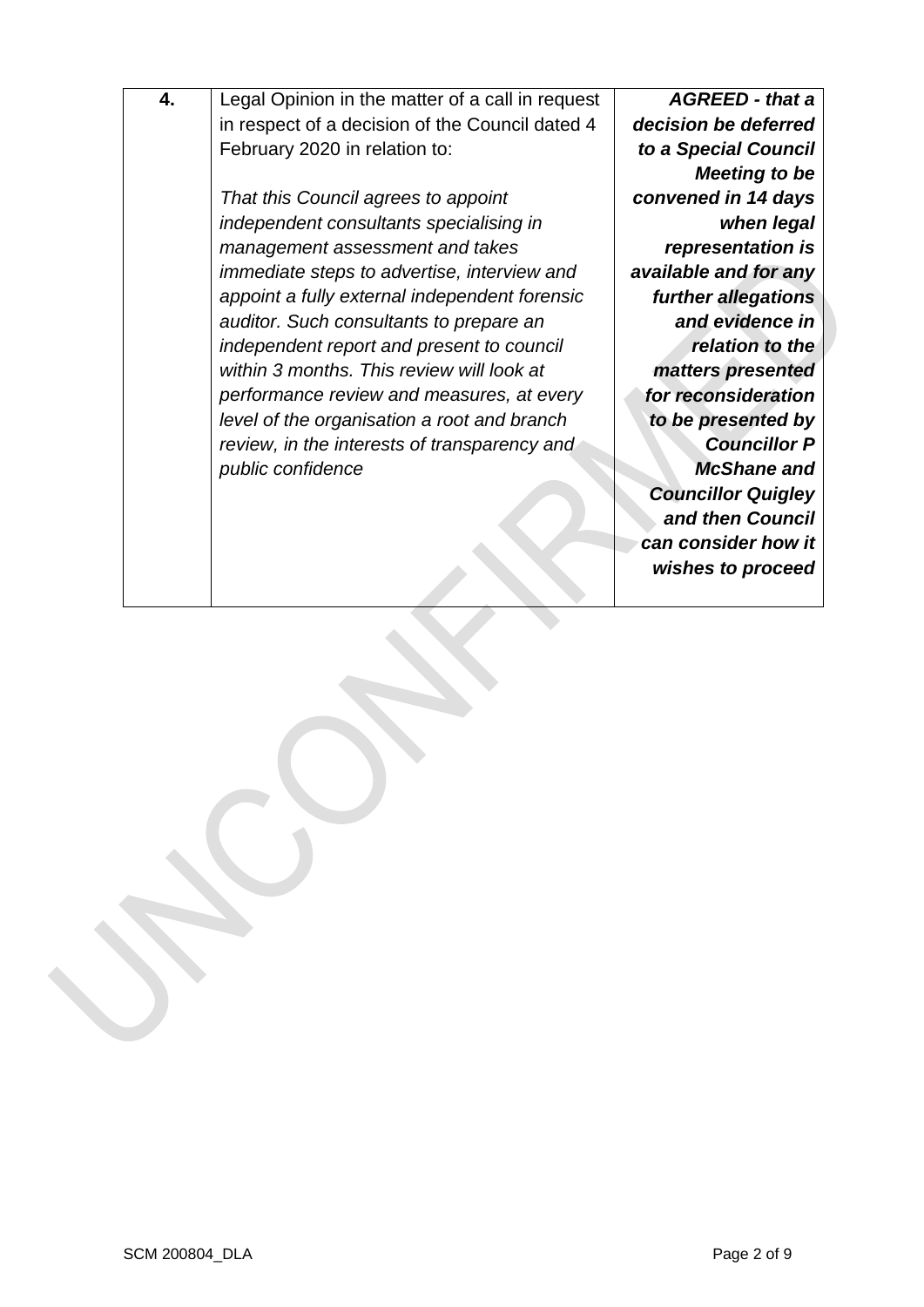| 4. | Legal Opinion in the matter of a call in request in respect of a decision of the Council dated 4 February 2020 in relation to:<br><br>*That this Council agrees to appoint independent consultants specialising in management assessment and takes immediate steps to advertise, interview and appoint a fully external independent forensic auditor. Such consultants to prepare an independent report and present to council within 3 months. This review will look at performance review and measures, at every level of the organisation a root and branch review, in the interests of transparency and public confidence* | ***AGREED - that a decision be deferred to a Special Council Meeting to be convened in 14 days when legal representation is available and for any further allegations and evidence in relation to the matters presented for reconsideration to be presented by Councillor P McShane and Councillor Quigley and then Council can consider how it wishes to proceed*** |
|---|---|---|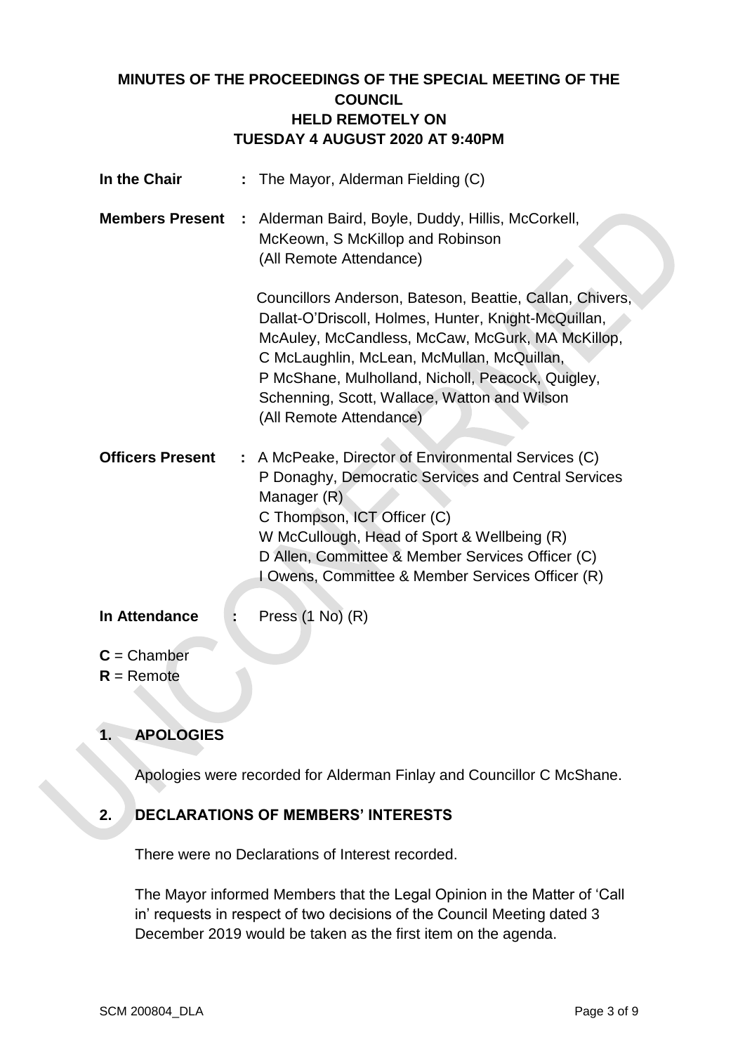# MINUTES OF THE PROCEEDINGS OF THE SPECIAL MEETING OF THE COUNCIL HELD REMOTELY ON TUESDAY 4 AUGUST 2020 AT 9:40PM

**In the Chair** : The Mayor, Alderman Fielding (C)

**Members Present** : Alderman Baird, Boyle, Duddy, Hillis, McCorkell, McKeown, S McKillop and Robinson (All Remote Attendance)

Councillors Anderson, Bateson, Beattie, Callan, Chivers, Dallat-O'Driscoll, Holmes, Hunter, Knight-McQuillan, McAuley, McCandless, McCaw, McGurk, MA McKillop, C McLaughlin, McLean, McMullan, McQuillan, P McShane, Mulholland, Nicholl, Peacock, Quigley, Schenning, Scott, Wallace, Watton and Wilson (All Remote Attendance)

**Officers Present** : A McPeake, Director of Environmental Services (C)
P Donaghy, Democratic Services and Central Services Manager (R)
C Thompson, ICT Officer (C)
W McCullough, Head of Sport & Wellbeing (R)
D Allen, Committee & Member Services Officer (C)
I Owens, Committee & Member Services Officer (R)

**In Attendance** : Press (1 No) (R)

**C** = Chamber
**R** = Remote

## 1. APOLOGIES

Apologies were recorded for Alderman Finlay and Councillor C McShane.

## 2. DECLARATIONS OF MEMBERS' INTERESTS

There were no Declarations of Interest recorded.

The Mayor informed Members that the Legal Opinion in the Matter of 'Call in' requests in respect of two decisions of the Council Meeting dated 3 December 2019 would be taken as the first item on the agenda.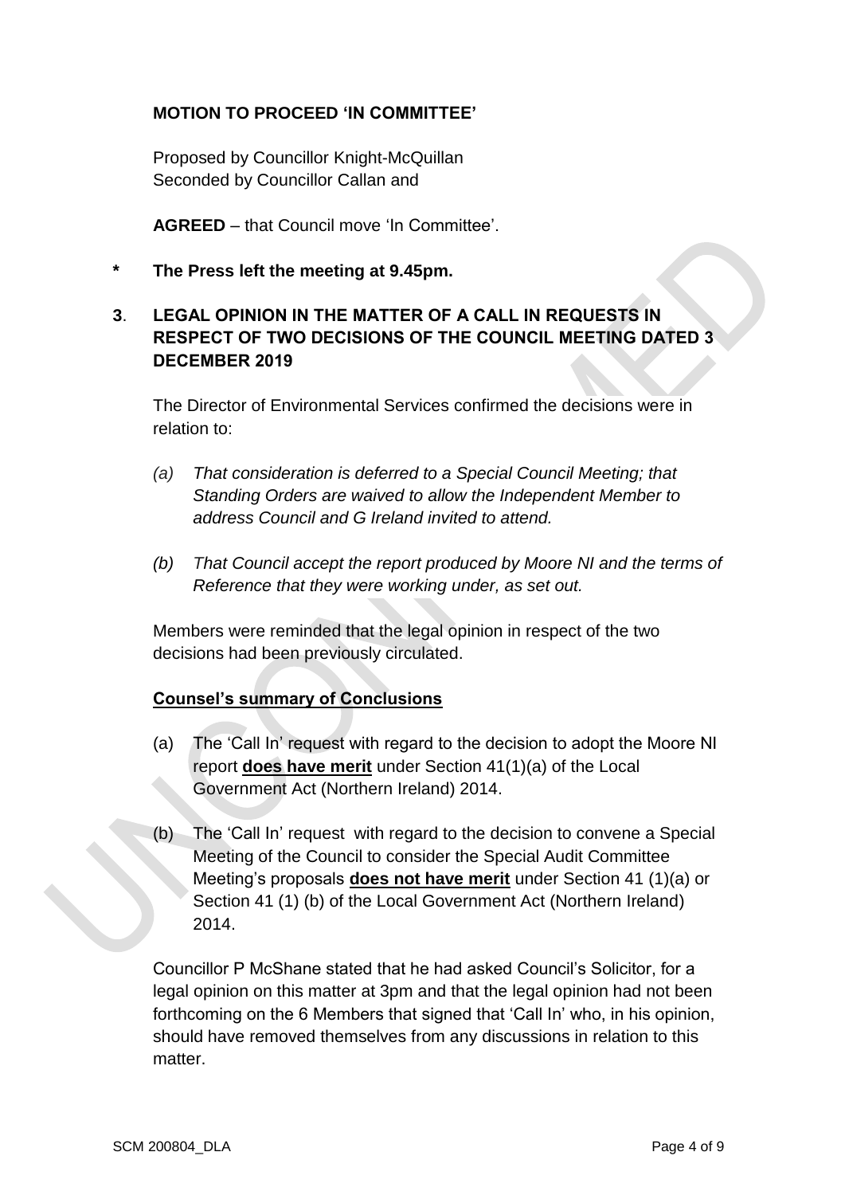**MOTION TO PROCEED 'IN COMMITTEE'**

Proposed by Councillor Knight-McQuillan
Seconded by Councillor Callan and

**AGREED** – that Council move 'In Committee'.

**\* The Press left the meeting at 9.45pm.**

**3. LEGAL OPINION IN THE MATTER OF A CALL IN REQUESTS IN RESPECT OF TWO DECISIONS OF THE COUNCIL MEETING DATED 3 DECEMBER 2019**

The Director of Environmental Services confirmed the decisions were in relation to:

*(a) That consideration is deferred to a Special Council Meeting; that Standing Orders are waived to allow the Independent Member to address Council and G Ireland invited to attend.*

*(b) That Council accept the report produced by Moore NI and the terms of Reference that they were working under, as set out.*

Members were reminded that the legal opinion in respect of the two decisions had been previously circulated.

**<u>Counsel's summary of Conclusions</u>**

(a) The 'Call In' request with regard to the decision to adopt the Moore NI report **<u>does have merit</u>** under Section 41(1)(a) of the Local Government Act (Northern Ireland) 2014.

(b) The 'Call In' request with regard to the decision to convene a Special Meeting of the Council to consider the Special Audit Committee Meeting's proposals **<u>does not have merit</u>** under Section 41 (1)(a) or Section 41 (1) (b) of the Local Government Act (Northern Ireland) 2014.

Councillor P McShane stated that he had asked Council's Solicitor, for a legal opinion on this matter at 3pm and that the legal opinion had not been forthcoming on the 6 Members that signed that 'Call In' who, in his opinion, should have removed themselves from any discussions in relation to this matter.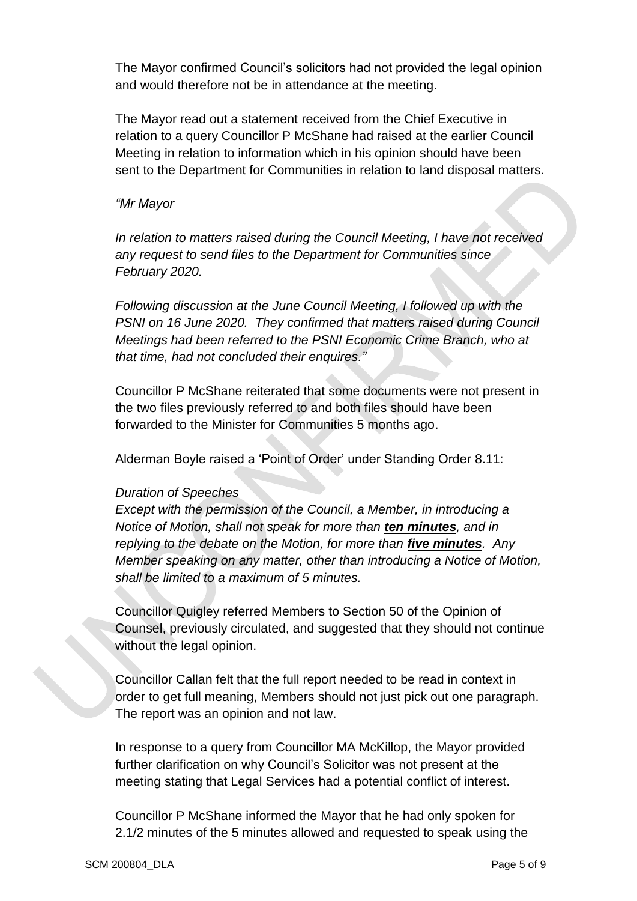The Mayor confirmed Council's solicitors had not provided the legal opinion and would therefore not be in attendance at the meeting.

The Mayor read out a statement received from the Chief Executive in relation to a query Councillor P McShane had raised at the earlier Council Meeting in relation to information which in his opinion should have been sent to the Department for Communities in relation to land disposal matters.

*"Mr Mayor*

*In relation to matters raised during the Council Meeting, I have not received any request to send files to the Department for Communities since February 2020.*

*Following discussion at the June Council Meeting, I followed up with the PSNI on 16 June 2020. They confirmed that matters raised during Council Meetings had been referred to the PSNI Economic Crime Branch, who at that time, had <u>not</u> concluded their enquires."*

Councillor P McShane reiterated that some documents were not present in the two files previously referred to and both files should have been forwarded to the Minister for Communities 5 months ago.

Alderman Boyle raised a 'Point of Order' under Standing Order 8.11:

*<u>Duration of Speeches</u>*
*Except with the permission of the Council, a Member, in introducing a Notice of Motion, shall not speak for more than* ***<u>ten minutes</u>****, and in replying to the debate on the Motion, for more than* ***<u>five minutes</u>****. Any Member speaking on any matter, other than introducing a Notice of Motion, shall be limited to a maximum of 5 minutes.*

Councillor Quigley referred Members to Section 50 of the Opinion of Counsel, previously circulated, and suggested that they should not continue without the legal opinion.

Councillor Callan felt that the full report needed to be read in context in order to get full meaning, Members should not just pick out one paragraph. The report was an opinion and not law.

In response to a query from Councillor MA McKillop, the Mayor provided further clarification on why Council's Solicitor was not present at the meeting stating that Legal Services had a potential conflict of interest.

Councillor P McShane informed the Mayor that he had only spoken for 2.1/2 minutes of the 5 minutes allowed and requested to speak using the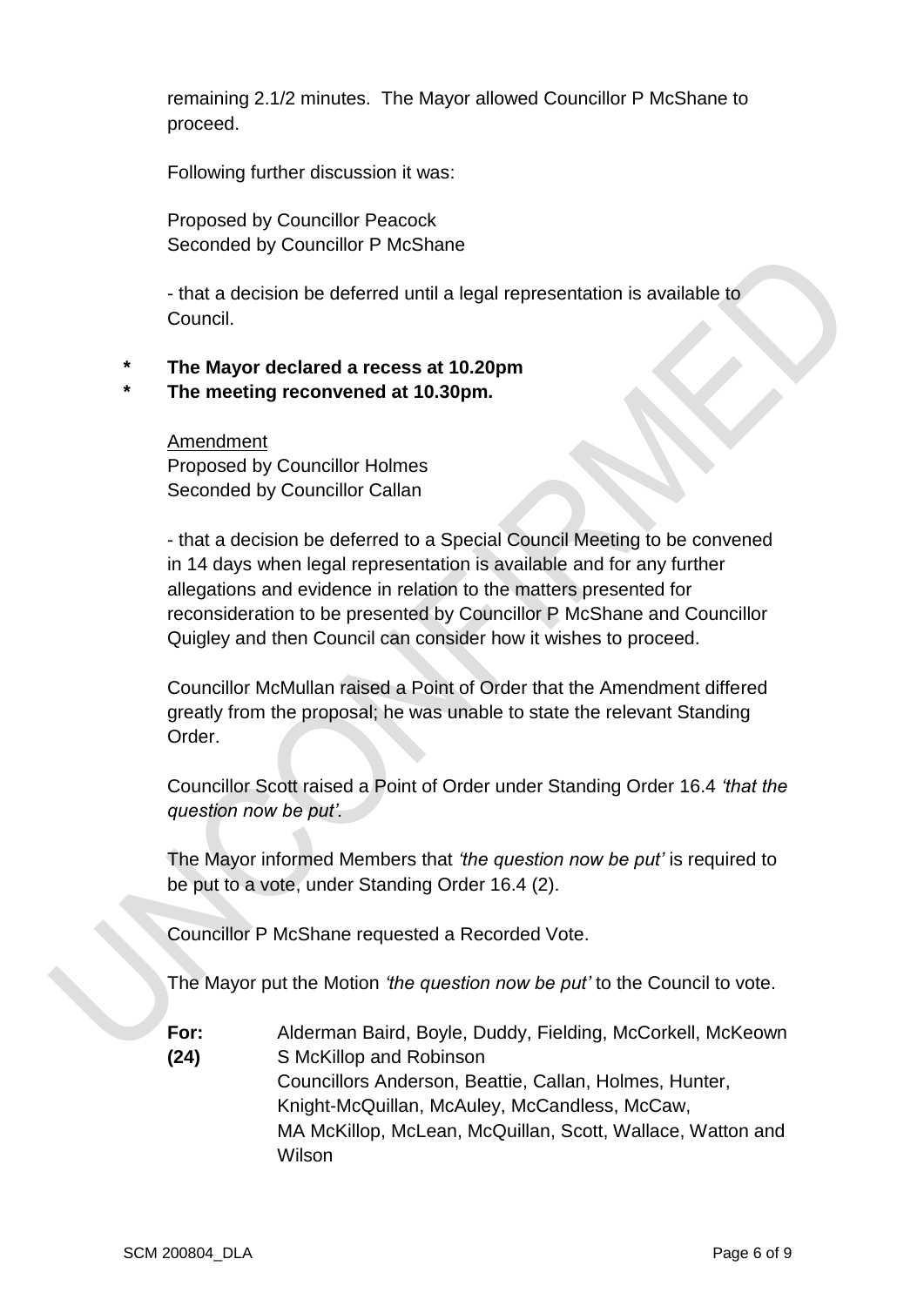remaining 2.1/2 minutes. The Mayor allowed Councillor P McShane to proceed.

Following further discussion it was:

Proposed by Councillor Peacock
Seconded by Councillor P McShane

- that a decision be deferred until a legal representation is available to Council.

**\* The Mayor declared a recess at 10.20pm**
**\* The meeting reconvened at 10.30pm.**

Amendment
Proposed by Councillor Holmes
Seconded by Councillor Callan

- that a decision be deferred to a Special Council Meeting to be convened in 14 days when legal representation is available and for any further allegations and evidence in relation to the matters presented for reconsideration to be presented by Councillor P McShane and Councillor Quigley and then Council can consider how it wishes to proceed.

Councillor McMullan raised a Point of Order that the Amendment differed greatly from the proposal; he was unable to state the relevant Standing Order.

Councillor Scott raised a Point of Order under Standing Order 16.4 *'that the question now be put'.*

The Mayor informed Members that *'the question now be put'* is required to be put to a vote, under Standing Order 16.4 (2).

Councillor P McShane requested a Recorded Vote.

The Mayor put the Motion *'the question now be put'* to the Council to vote.

**For: (24)** Alderman Baird, Boyle, Duddy, Fielding, McCorkell, McKeown S McKillop and Robinson
Councillors Anderson, Beattie, Callan, Holmes, Hunter, Knight-McQuillan, McAuley, McCandless, McCaw, MA McKillop, McLean, McQuillan, Scott, Wallace, Watton and Wilson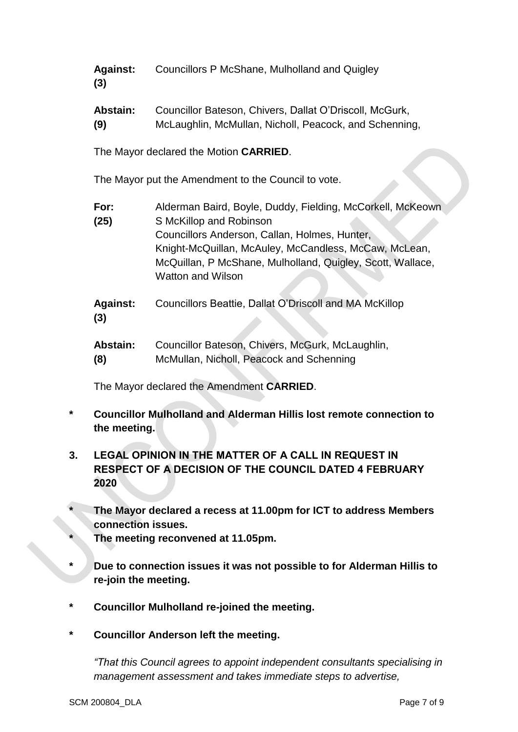**Against:** Councillors P McShane, Mulholland and Quigley
**(3)**

**Abstain:** Councillor Bateson, Chivers, Dallat O'Driscoll, McGurk,
**(9)** McLaughlin, McMullan, Nicholl, Peacock, and Schenning,

The Mayor declared the Motion **CARRIED**.

The Mayor put the Amendment to the Council to vote.

**For:** Alderman Baird, Boyle, Duddy, Fielding, McCorkell, McKeown
**(25)** S McKillop and Robinson
Councillors Anderson, Callan, Holmes, Hunter, Knight-McQuillan, McAuley, McCandless, McCaw, McLean, McQuillan, P McShane, Mulholland, Quigley, Scott, Wallace, Watton and Wilson

**Against:** Councillors Beattie, Dallat O'Driscoll and MA McKillop
**(3)**

**Abstain:** Councillor Bateson, Chivers, McGurk, McLaughlin,
**(8)** McMullan, Nicholl, Peacock and Schenning

The Mayor declared the Amendment **CARRIED**.

- \* **Councillor Mulholland and Alderman Hillis lost remote connection to the meeting.**

## 3. LEGAL OPINION IN THE MATTER OF A CALL IN REQUEST IN RESPECT OF A DECISION OF THE COUNCIL DATED 4 FEBRUARY 2020

- \* **The Mayor declared a recess at 11.00pm for ICT to address Members connection issues.**
- \* **The meeting reconvened at 11.05pm.**

- \* **Due to connection issues it was not possible to for Alderman Hillis to re-join the meeting.**

- \* **Councillor Mulholland re-joined the meeting.**

- \* **Councillor Anderson left the meeting.**

*"That this Council agrees to appoint independent consultants specialising in management assessment and takes immediate steps to advertise,*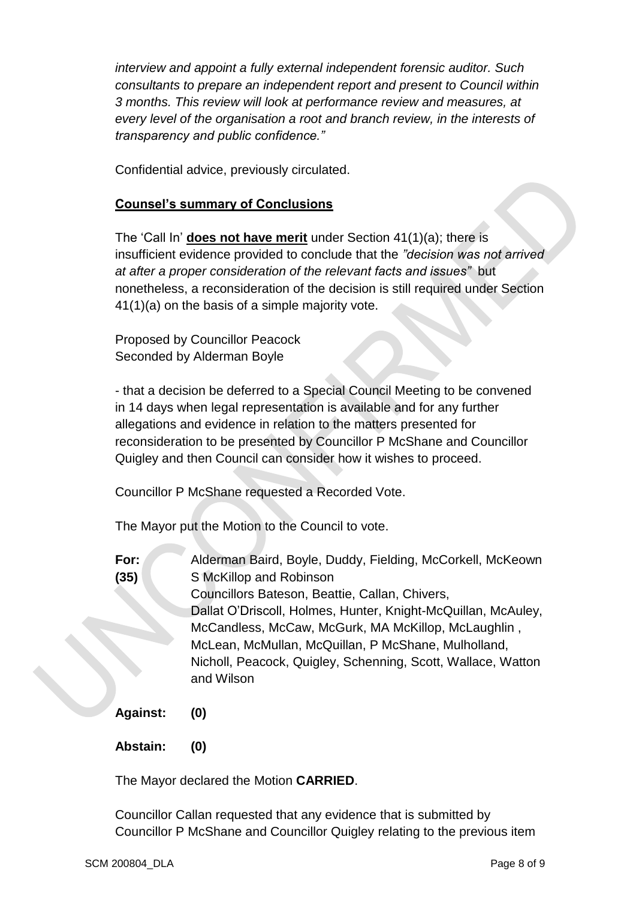*interview and appoint a fully external independent forensic auditor. Such consultants to prepare an independent report and present to Council within 3 months. This review will look at performance review and measures, at every level of the organisation a root and branch review, in the interests of transparency and public confidence."*

Confidential advice, previously circulated.

**Counsel's summary of Conclusions**

The 'Call In' **does not have merit** under Section 41(1)(a); there is insufficient evidence provided to conclude that the *"decision was not arrived at after a proper consideration of the relevant facts and issues"* but nonetheless, a reconsideration of the decision is still required under Section 41(1)(a) on the basis of a simple majority vote.

Proposed by Councillor Peacock
Seconded by Alderman Boyle

- that a decision be deferred to a Special Council Meeting to be convened in 14 days when legal representation is available and for any further allegations and evidence in relation to the matters presented for reconsideration to be presented by Councillor P McShane and Councillor Quigley and then Council can consider how it wishes to proceed.

Councillor P McShane requested a Recorded Vote.

The Mayor put the Motion to the Council to vote.

**For: (35)** Alderman Baird, Boyle, Duddy, Fielding, McCorkell, McKeown S McKillop and Robinson
Councillors Bateson, Beattie, Callan, Chivers, Dallat O'Driscoll, Holmes, Hunter, Knight-McQuillan, McAuley, McCandless, McCaw, McGurk, MA McKillop, McLaughlin, McLean, McMullan, McQuillan, P McShane, Mulholland, Nicholl, Peacock, Quigley, Schenning, Scott, Wallace, Watton and Wilson

**Against: (0)**

**Abstain: (0)**

The Mayor declared the Motion **CARRIED**.

Councillor Callan requested that any evidence that is submitted by Councillor P McShane and Councillor Quigley relating to the previous item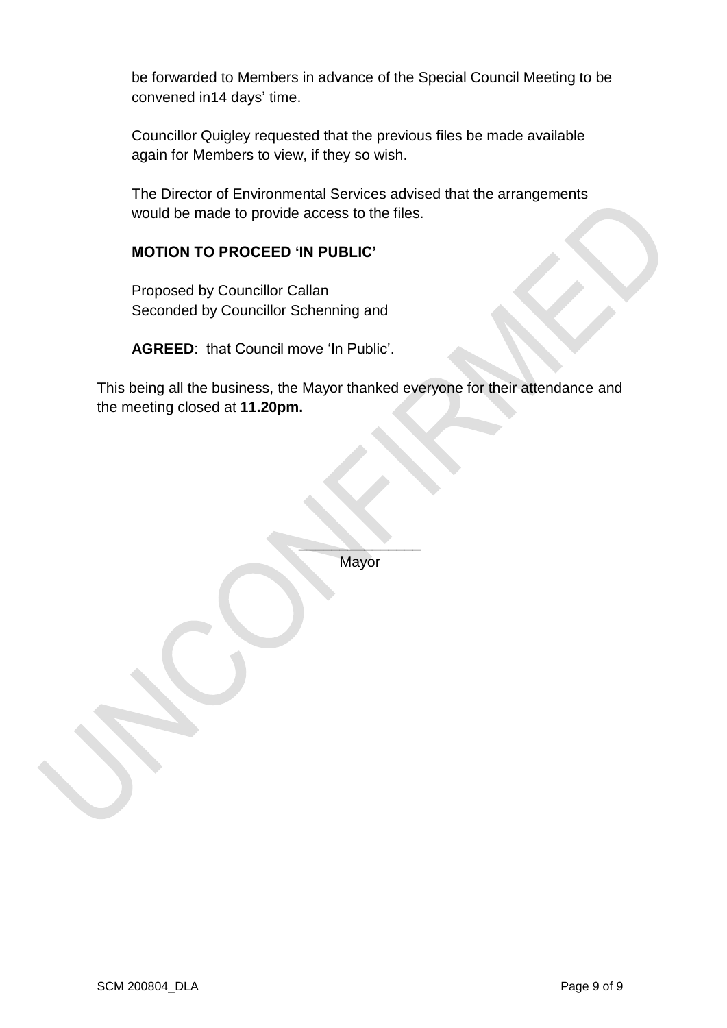be forwarded to Members in advance of the Special Council Meeting to be convened in14 days' time.

Councillor Quigley requested that the previous files be made available again for Members to view, if they so wish.

The Director of Environmental Services advised that the arrangements would be made to provide access to the files.

**MOTION TO PROCEED 'IN PUBLIC'**

Proposed by Councillor Callan
Seconded by Councillor Schenning and

**AGREED**: that Council move 'In Public'.

This being all the business, the Mayor thanked everyone for their attendance and the meeting closed at **11.20pm.**

\_\_\_\_\_\_\_\_\_\_\_\_\_\_\_
Mayor

UNCONFIRMED

SCM 200804_DLA